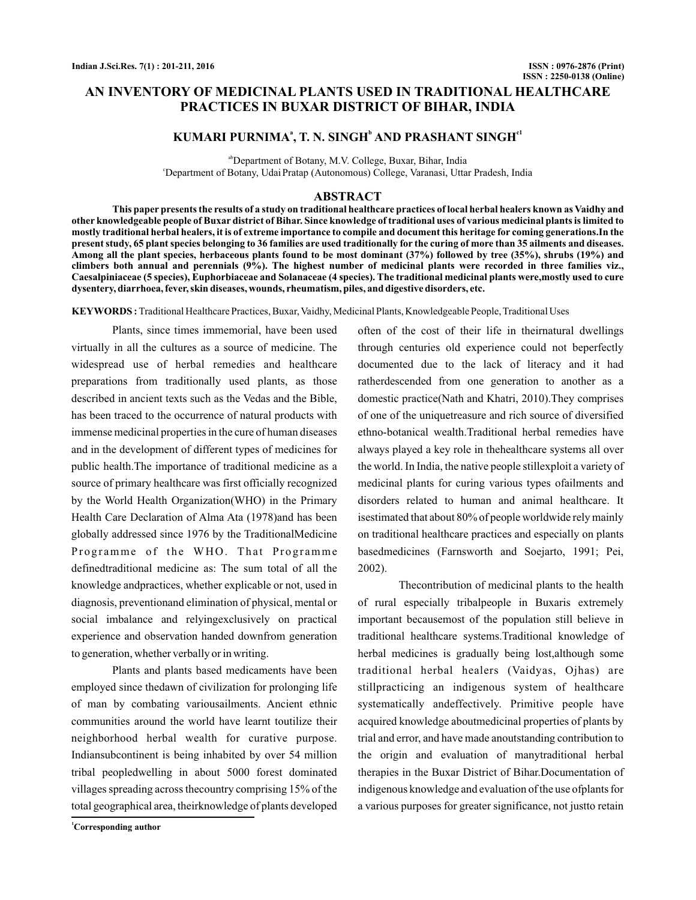# AN INVENTORY OF MEDICINAL PLANTS USED IN TRADITIONAL HEALTHCARE PRACTICES IN BUXAR DISTRICT OF BIHAR, INDIA

## KUMARI PURNIMA[a], T. N. SINGH[b] AND PRASHANT SINGH[c1]

[ab]Department of Botany, M.V. College, Buxar, Bihar, India
[c]Department of Botany, Udai Pratap (Autonomous) College, Varanasi, Uttar Pradesh, India

## ABSTRACT

**This paper presents the results of a study on traditional healthcare practices of local herbal healers known as Vaidhy and other knowledgeable people of Buxar district of Bihar. Since knowledge of traditional uses of various medicinal plants is limited to mostly traditional herbal healers, it is of extreme importance to compile and document this heritage for coming generations.In the present study, 65 plant species belonging to 36 families are used traditionally for the curing of more than 35 ailments and diseases. Among all the plant species, herbaceous plants found to be most dominant (37%) followed by tree (35%), shrubs (19%) and climbers both annual and perennials (9%). The highest number of medicinal plants were recorded in three families viz., Caesalpiniaceae (5 species), Euphorbiaceae and Solanaceae (4 species). The traditional medicinal plants were,mostly used to cure dysentery, diarrhoea, fever, skin diseases, wounds, rheumatism, piles, and digestive disorders, etc.**

**KEYWORDS :** Traditional Healthcare Practices, Buxar, Vaidhy, Medicinal Plants, Knowledgeable People, Traditional Uses

Plants, since times immemorial, have been used virtually in all the cultures as a source of medicine. The widespread use of herbal remedies and healthcare preparations from traditionally used plants, as those described in ancient texts such as the Vedas and the Bible, has been traced to the occurrence of natural products with immense medicinal properties in the cure of human diseases and in the development of different types of medicines for public health.The importance of traditional medicine as a source of primary healthcare was first officially recognized by the World Health Organization(WHO) in the Primary Health Care Declaration of Alma Ata (1978)and has been globally addressed since 1976 by the TraditionalMedicine Programme of the WHO. That Programme definedtraditional medicine as: The sum total of all the knowledge andpractices, whether explicable or not, used in diagnosis, preventionand elimination of physical, mental or social imbalance and relyingexclusively on practical experience and observation handed downfrom generation to generation, whether verbally or in writing.

Plants and plants based medicaments have been employed since thedawn of civilization for prolonging life of man by combating variousailments. Ancient ethnic communities around the world have learnt toutilize their neighborhood herbal wealth for curative purpose. Indiansubcontinent is being inhabited by over 54 million tribal peopledwelling in about 5000 forest dominated villages spreading across thecountry comprising 15% of the total geographical area, theirknowledge of plants developed often of the cost of their life in theirnatural dwellings through centuries old experience could not beperfectly documented due to the lack of literacy and it had ratherdescended from one generation to another as a domestic practice(Nath and Khatri, 2010).They comprises of one of the uniquetreasure and rich source of diversified ethno-botanical wealth.Traditional herbal remedies have always played a key role in thehealthcare systems all over the world. In India, the native people stillexploit a variety of medicinal plants for curing various types ofailments and disorders related to human and animal healthcare. It isestimated that about 80% of people worldwide rely mainly on traditional healthcare practices and especially on plants basedmedicines (Farnsworth and Soejarto, 1991; Pei, 2002).

Thecontribution of medicinal plants to the health of rural especially tribalpeople in Buxaris extremely important becausemost of the population still believe in traditional healthcare systems.Traditional knowledge of herbal medicines is gradually being lost,although some traditional herbal healers (Vaidyas, Ojhas) are stillpracticing an indigenous system of healthcare systematically andeffectively. Primitive people have acquired knowledge aboutmedicinal properties of plants by trial and error, and have made anoutstanding contribution to the origin and evaluation of manytraditional herbal therapies in the Buxar District of Bihar.Documentation of indigenous knowledge and evaluation of the use ofplants for a various purposes for greater significance, not justto retain

[1]**Corresponding author**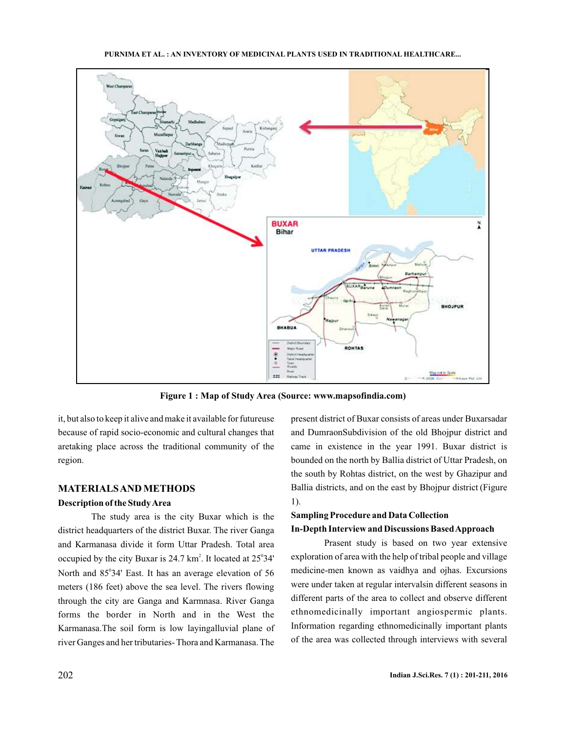Figure 1 : Map of Study Area (Source: www.mapsofindia.com)

it, but also to keep it alive and make it available for futureuse because of rapid socio-economic and cultural changes that aretaking place across the traditional community of the region.

## MATERIALS AND METHODS

### Description of the Study Area

The study area is the city Buxar which is the district headquarters of the district Buxar. The river Ganga and Karmanasa divide it form Uttar Pradesh. Total area occupied by the city Buxar is 24.7 km$^2$. It located at 25$^0$34' North and 85$^0$34' East. It has an average elevation of 56 meters (186 feet) above the sea level. The rivers flowing through the city are Ganga and Karmnasa. River Ganga forms the border in North and in the West the Karmanasa.The soil form is low layingalluvial plane of river Ganges and her tributaries- Thora and Karmanasa. The present district of Buxar consists of areas under Buxarsadar and DumraonSubdivision of the old Bhojpur district and came in existence in the year 1991. Buxar district is bounded on the north by Ballia district of Uttar Pradesh, on the south by Rohtas district, on the west by Ghazipur and Ballia districts, and on the east by Bhojpur district (Figure 1).

### Sampling Procedure and Data Collection

### In-Depth Interview and Discussions Based Approach

Prasent study is based on two year extensive exploration of area with the help of tribal people and village medicine-men known as vaidhya and ojhas. Excursions were under taken at regular intervalsin different seasons in different parts of the area to collect and observe different ethnomedicinally important angiospermic plants. Information regarding ethnomedicinally important plants of the area was collected through interviews with several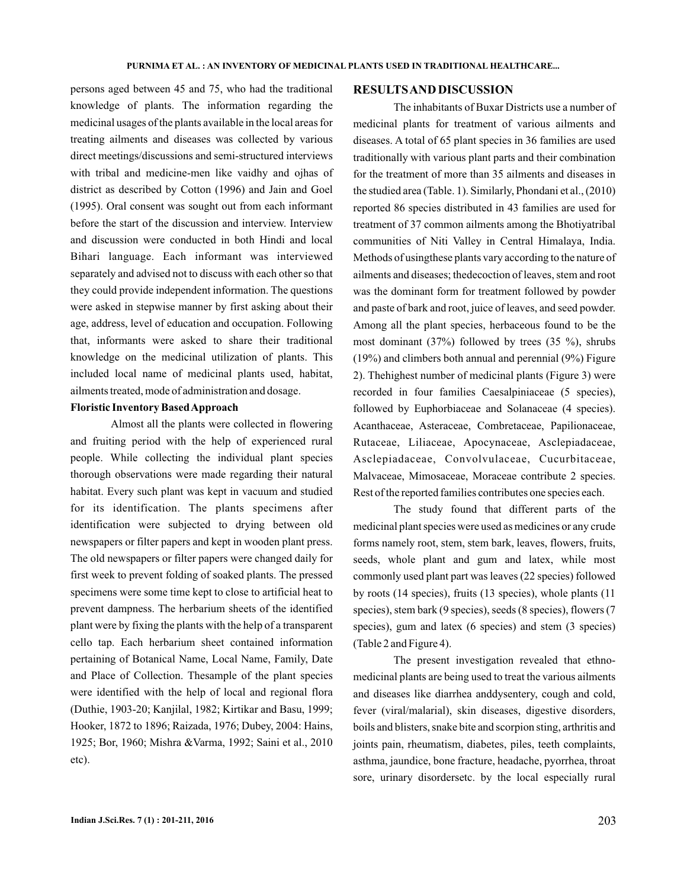persons aged between 45 and 75, who had the traditional knowledge of plants. The information regarding the medicinal usages of the plants available in the local areas for treating ailments and diseases was collected by various direct meetings/discussions and semi-structured interviews with tribal and medicine-men like vaidhy and ojhas of district as described by Cotton (1996) and Jain and Goel (1995). Oral consent was sought out from each informant before the start of the discussion and interview. Interview and discussion were conducted in both Hindi and local Bihari language. Each informant was interviewed separately and advised not to discuss with each other so that they could provide independent information. The questions were asked in stepwise manner by first asking about their age, address, level of education and occupation. Following that, informants were asked to share their traditional knowledge on the medicinal utilization of plants. This included local name of medicinal plants used, habitat, ailments treated, mode of administration and dosage.

### Floristic Inventory Based Approach

Almost all the plants were collected in flowering and fruiting period with the help of experienced rural people. While collecting the individual plant species thorough observations were made regarding their natural habitat. Every such plant was kept in vacuum and studied for its identification. The plants specimens after identification were subjected to drying between old newspapers or filter papers and kept in wooden plant press. The old newspapers or filter papers were changed daily for first week to prevent folding of soaked plants. The pressed specimens were some time kept to close to artificial heat to prevent dampness. The herbarium sheets of the identified plant were by fixing the plants with the help of a transparent cello tap. Each herbarium sheet contained information pertaining of Botanical Name, Local Name, Family, Date and Place of Collection. Thesample of the plant species were identified with the help of local and regional flora (Duthie, 1903-20; Kanjilal, 1982; Kirtikar and Basu, 1999; Hooker, 1872 to 1896; Raizada, 1976; Dubey, 2004: Hains, 1925; Bor, 1960; Mishra &Varma, 1992; Saini et al., 2010 etc).

## RESULTS AND DISCUSSION

The inhabitants of Buxar Districts use a number of medicinal plants for treatment of various ailments and diseases. A total of 65 plant species in 36 families are used traditionally with various plant parts and their combination for the treatment of more than 35 ailments and diseases in the studied area (Table. 1). Similarly, Phondani et al., (2010) reported 86 species distributed in 43 families are used for treatment of 37 common ailments among the Bhotiyatribal communities of Niti Valley in Central Himalaya, India. Methods of usingthese plants vary according to the nature of ailments and diseases; thedecoction of leaves, stem and root was the dominant form for treatment followed by powder and paste of bark and root, juice of leaves, and seed powder. Among all the plant species, herbaceous found to be the most dominant (37%) followed by trees (35 %), shrubs (19%) and climbers both annual and perennial (9%) Figure 2). Thehighest number of medicinal plants (Figure 3) were recorded in four families Caesalpiniaceae (5 species), followed by Euphorbiaceae and Solanaceae (4 species). Acanthaceae, Asteraceae, Combretaceae, Papilionaceae, Rutaceae, Liliaceae, Apocynaceae, Asclepiadaceae, Asclepiadaceae, Convolvulaceae, Cucurbitaceae, Malvaceae, Mimosaceae, Moraceae contribute 2 species. Rest of the reported families contributes one species each.

The study found that different parts of the medicinal plant species were used as medicines or any crude forms namely root, stem, stem bark, leaves, flowers, fruits, seeds, whole plant and gum and latex, while most commonly used plant part was leaves (22 species) followed by roots (14 species), fruits (13 species), whole plants (11 species), stem bark (9 species), seeds (8 species), flowers (7 species), gum and latex (6 species) and stem (3 species) (Table 2 and Figure 4).

The present investigation revealed that ethno-medicinal plants are being used to treat the various ailments and diseases like diarrhea anddysentery, cough and cold, fever (viral/malarial), skin diseases, digestive disorders, boils and blisters, snake bite and scorpion sting, arthritis and joints pain, rheumatism, diabetes, piles, teeth complaints, asthma, jaundice, bone fracture, headache, pyorrhea, throat sore, urinary disordersetc. by the local especially rural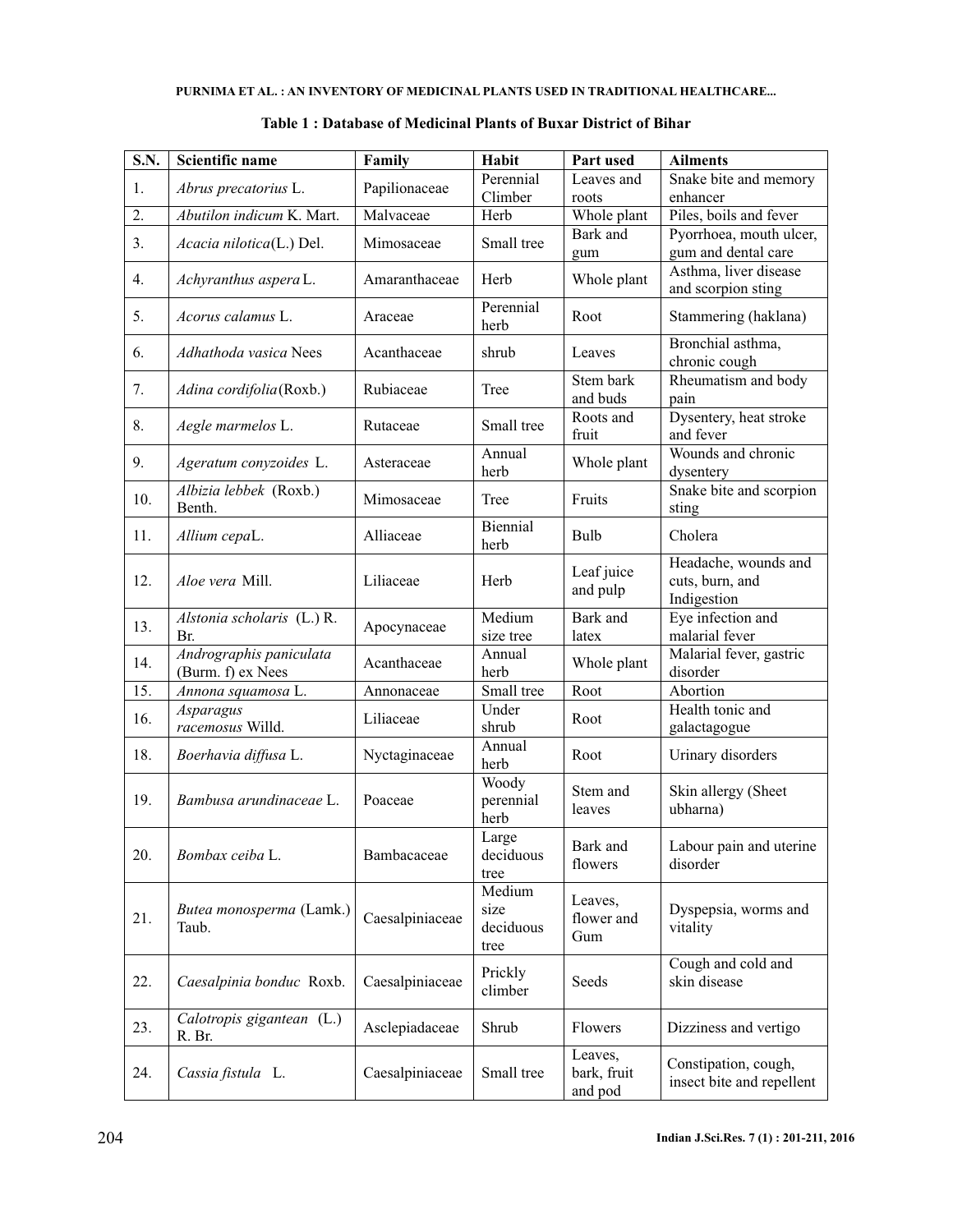**Table 1 : Database of Medicinal Plants of Buxar District of Bihar**

| S.N. | Scientific name | Family | Habit | Part used | Ailments |
|---|---|---|---|---|---|
| 1. | *Abrus precatorius* L. | Papilionaceae | Perennial Climber | Leaves and roots | Snake bite and memory enhancer |
| 2. | *Abutilon indicum* K. Mart. | Malvaceae | Herb | Whole plant | Piles, boils and fever |
| 3. | *Acacia nilotica*(L.) Del. | Mimosaceae | Small tree | Bark and gum | Pyorrhoea, mouth ulcer, gum and dental care |
| 4. | *Achyranthus aspera* L. | Amaranthaceae | Herb | Whole plant | Asthma, liver disease and scorpion sting |
| 5. | *Acorus calamus* L. | Araceae | Perennial herb | Root | Stammering (haklana) |
| 6. | *Adhathoda vasica* Nees | Acanthaceae | shrub | Leaves | Bronchial asthma, chronic cough |
| 7. | *Adina cordifolia*(Roxb.) | Rubiaceae | Tree | Stem bark and buds | Rheumatism and body pain |
| 8. | *Aegle marmelos* L. | Rutaceae | Small tree | Roots and fruit | Dysentery, heat stroke and fever |
| 9. | *Ageratum conyzoides* L. | Asteraceae | Annual herb | Whole plant | Wounds and chronic dysentery |
| 10. | *Albizia lebbek* (Roxb.) Benth. | Mimosaceae | Tree | Fruits | Snake bite and scorpion sting |
| 11. | *Allium cepa*L. | Alliaceae | Biennial herb | Bulb | Cholera |
| 12. | *Aloe vera* Mill. | Liliaceae | Herb | Leaf juice and pulp | Headache, wounds and cuts, burn, and Indigestion |
| 13. | *Alstonia scholaris* (L.) R. Br. | Apocynaceae | Medium size tree | Bark and latex | Eye infection and malarial fever |
| 14. | *Andrographis paniculata* (Burm. f) ex Nees | Acanthaceae | Annual herb | Whole plant | Malarial fever, gastric disorder |
| 15. | *Annona squamosa* L. | Annonaceae | Small tree | Root | Abortion |
| 16. | *Asparagus racemosus* Willd. | Liliaceae | Under shrub | Root | Health tonic and galactagogue |
| 18. | *Boerhavia diffusa* L. | Nyctaginaceae | Annual herb | Root | Urinary disorders |
| 19. | *Bambusa arundinaceae* L. | Poaceae | Woody perennial herb | Stem and leaves | Skin allergy (Sheet ubharna) |
| 20. | *Bombax ceiba* L. | Bambacaceae | Large deciduous tree | Bark and flowers | Labour pain and uterine disorder |
| 21. | *Butea monosperma* (Lamk.) Taub. | Caesalpiniaceae | Medium size deciduous tree | Leaves, flower and Gum | Dyspepsia, worms and vitality |
| 22. | *Caesalpinia bonduc* Roxb. | Caesalpiniaceae | Prickly climber | Seeds | Cough and cold and skin disease |
| 23. | *Calotropis gigantean* (L.) R. Br. | Asclepiadaceae | Shrub | Flowers | Dizziness and vertigo |
| 24. | *Cassia fistula* L. | Caesalpiniaceae | Small tree | Leaves, bark, fruit and pod | Constipation, cough, insect bite and repellent |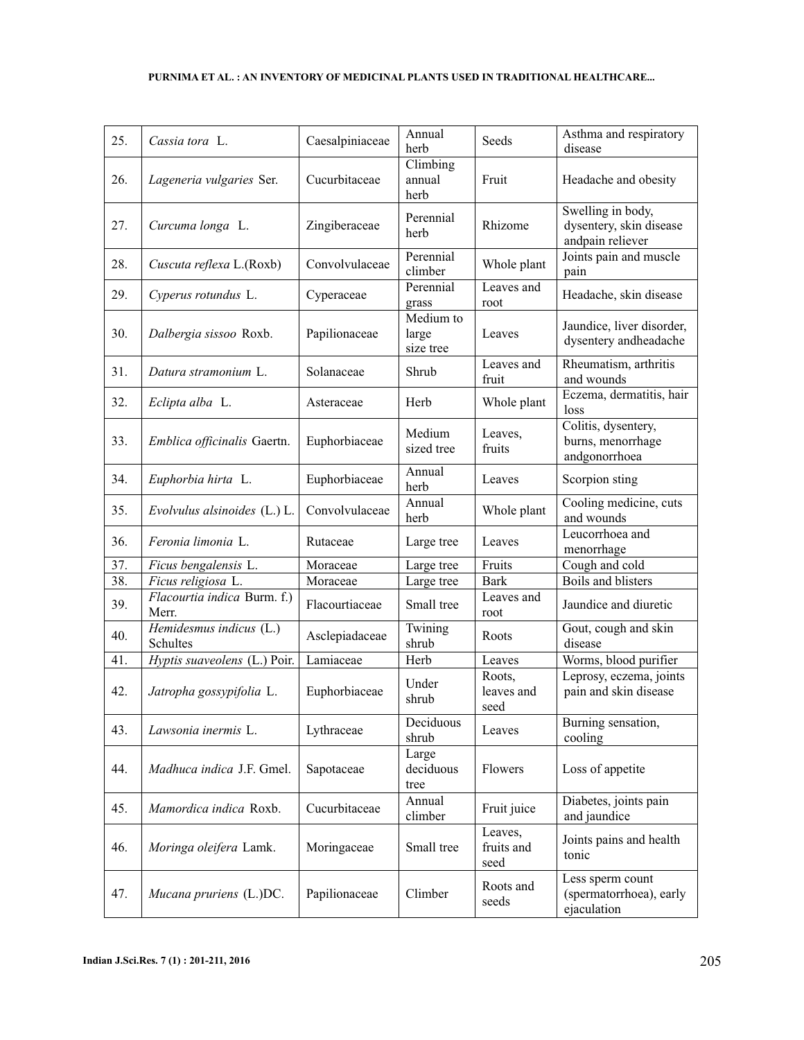| | | | | | |
|---|---|---|---|---|---|
| 25. | *Cassia tora* L. | Caesalpiniaceae | Annual herb | Seeds | Asthma and respiratory disease |
| 26. | *Lageneria vulgaries* Ser. | Cucurbitaceae | Climbing annual herb | Fruit | Headache and obesity |
| 27. | *Curcuma longa* L. | Zingiberaceae | Perennial herb | Rhizome | Swelling in body, dysentery, skin disease andpain reliever |
| 28. | *Cuscuta reflexa* L.(Roxb) | Convolvulaceae | Perennial climber | Whole plant | Joints pain and muscle pain |
| 29. | *Cyperus rotundus* L. | Cyperaceae | Perennial grass | Leaves and root | Headache, skin disease |
| 30. | *Dalbergia sissoo* Roxb. | Papilionaceae | Medium to large size tree | Leaves | Jaundice, liver disorder, dysentery andheadache |
| 31. | *Datura stramonium* L. | Solanaceae | Shrub | Leaves and fruit | Rheumatism, arthritis and wounds |
| 32. | *Eclipta alba* L. | Asteraceae | Herb | Whole plant | Eczema, dermatitis, hair loss |
| 33. | *Emblica officinalis* Gaertn. | Euphorbiaceae | Medium sized tree | Leaves, fruits | Colitis, dysentery, burns, menorrhage andgonorrhoea |
| 34. | *Euphorbia hirta* L. | Euphorbiaceae | Annual herb | Leaves | Scorpion sting |
| 35. | *Evolvulus alsinoides* (L.) L. | Convolvulaceae | Annual herb | Whole plant | Cooling medicine, cuts and wounds |
| 36. | *Feronia limonia* L. | Rutaceae | Large tree | Leaves | Leucorrhoea and menorrhage |
| 37. | *Ficus bengalensis* L. | Moraceae | Large tree | Fruits | Cough and cold |
| 38. | *Ficus religiosa* L. | Moraceae | Large tree | Bark | Boils and blisters |
| 39. | *Flacourtia indica* Burm. f.) Merr. | Flacourtiaceae | Small tree | Leaves and root | Jaundice and diuretic |
| 40. | *Hemidesmus indicus* (L.) Schultes | Asclepiadaceae | Twining shrub | Roots | Gout, cough and skin disease |
| 41. | *Hyptis suaveolens* (L.) Poir. | Lamiaceae | Herb | Leaves | Worms, blood purifier |
| 42. | *Jatropha gossypifolia* L. | Euphorbiaceae | Under shrub | Roots, leaves and seed | Leprosy, eczema, joints pain and skin disease |
| 43. | *Lawsonia inermis* L. | Lythraceae | Deciduous shrub | Leaves | Burning sensation, cooling |
| 44. | *Madhuca indica* J.F. Gmel. | Sapotaceae | Large deciduous tree | Flowers | Loss of appetite |
| 45. | *Mamordica indica* Roxb. | Cucurbitaceae | Annual climber | Fruit juice | Diabetes, joints pain and jaundice |
| 46. | *Moringa oleifera* Lamk. | Moringaceae | Small tree | Leaves, fruits and seed | Joints pains and health tonic |
| 47. | *Mucana pruriens* (L.)DC. | Papilionaceae | Climber | Roots and seeds | Less sperm count (spermatorrhoea), early ejaculation |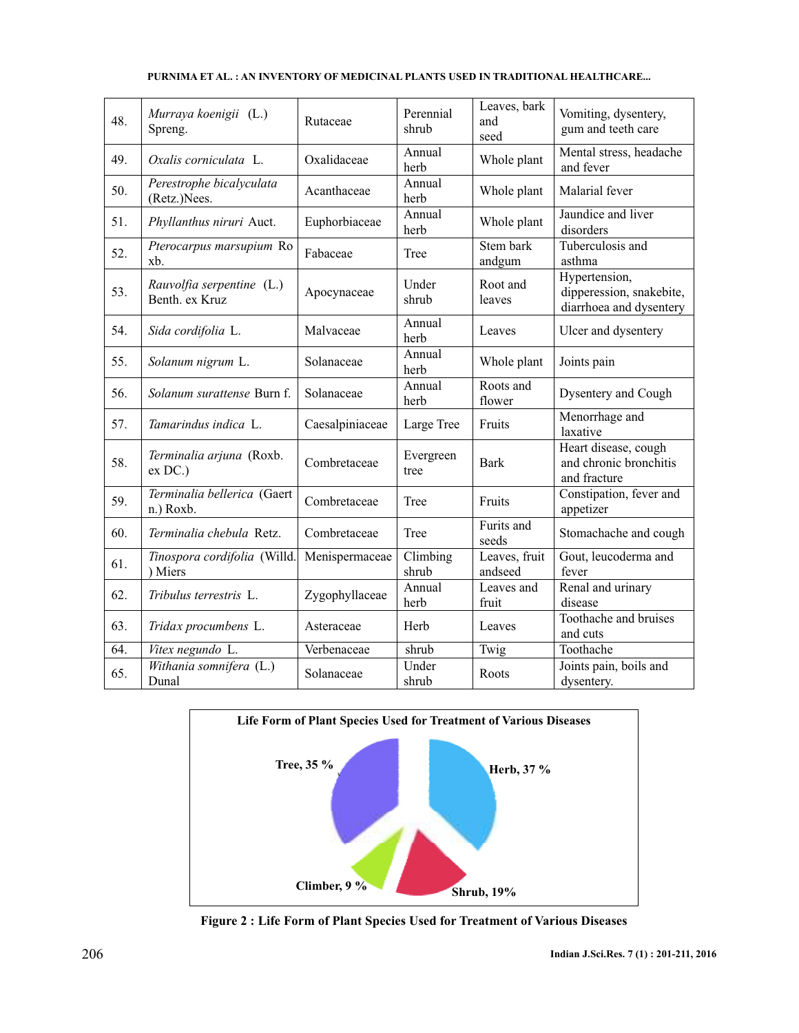| | | | | | |
|---|---|---|---|---|---|
| 48. | *Murraya koenigii* (L.) Spreng. | Rutaceae | Perennial shrub | Leaves, bark and seed | Vomiting, dysentery, gum and teeth care |
| 49. | *Oxalis corniculata* L. | Oxalidaceae | Annual herb | Whole plant | Mental stress, headache and fever |
| 50. | *Perestrophe bicalyculata* (Retz.)Nees. | Acanthaceae | Annual herb | Whole plant | Malarial fever |
| 51. | *Phyllanthus niruri* Auct. | Euphorbiaceae | Annual herb | Whole plant | Jaundice and liver disorders |
| 52. | *Pterocarpus marsupium* Roxb. | Fabaceae | Tree | Stem bark andgum | Tuberculosis and asthma |
| 53. | *Rauvolfia serpentine* (L.) Benth. ex Kruz | Apocynaceae | Under shrub | Root and leaves | Hypertension, dipperession, snakebite, diarrhoea and dysentery |
| 54. | *Sida cordifolia* L. | Malvaceae | Annual herb | Leaves | Ulcer and dysentery |
| 55. | *Solanum nigrum* L. | Solanaceae | Annual herb | Whole plant | Joints pain |
| 56. | *Solanum surattense* Burn f. | Solanaceae | Annual herb | Roots and flower | Dysentery and Cough |
| 57. | *Tamarindus indica* L. | Caesalpiniaceae | Large Tree | Fruits | Menorrhage and laxative |
| 58. | *Terminalia arjuna* (Roxb. ex DC.) | Combretaceae | Evergreen tree | Bark | Heart disease, cough and chronic bronchitis and fracture |
| 59. | *Terminalia bellerica* (Gaertn.) Roxb. | Combretaceae | Tree | Fruits | Constipation, fever and appetizer |
| 60. | *Terminalia chebula* Retz. | Combretaceae | Tree | Furits and seeds | Stomachache and cough |
| 61. | *Tinospora cordifolia* (Willd.) Miers | Menispermaceae | Climbing shrub | Leaves, fruit andseed | Gout, leucoderma and fever |
| 62. | *Tribulus terrestris* L. | Zygophyllaceae | Annual herb | Leaves and fruit | Renal and urinary disease |
| 63. | *Tridax procumbens* L. | Asteraceae | Herb | Leaves | Toothache and bruises and cuts |
| 64. | *Vitex negundo* L. | Verbenaceae | shrub | Twig | Toothache |
| 65. | *Withania somnifera* (L.) Dunal | Solanaceae | Under shrub | Roots | Joints pain, boils and dysentery. |

**Life Form of Plant Species Used for Treatment of Various Diseases**

Tree, 35 %

Herb, 37 %

Climber, 9 %

Shrub, 19%

**Figure 2 : Life Form of Plant Species Used for Treatment of Various Diseases**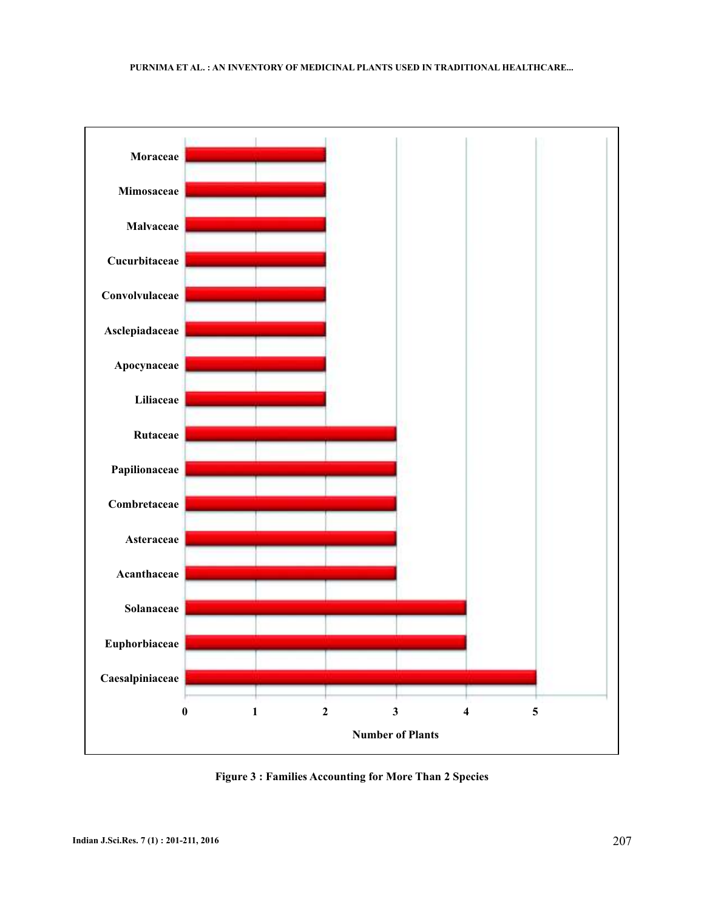Moraceae

Mimosaceae

Malvaceae

Cucurbitaceae

Convolvulaceae

Asclepiadaceae

Apocynaceae

Liliaceae

Rutaceae

Papilionaceae

Combretaceae

Asteraceae

Acanthaceae

Solanaceae

Euphorbiaceae

Caesalpiniaceae

0 1 2 3 4 5

Number of Plants

**Figure 3 : Families Accounting for More Than 2 Species**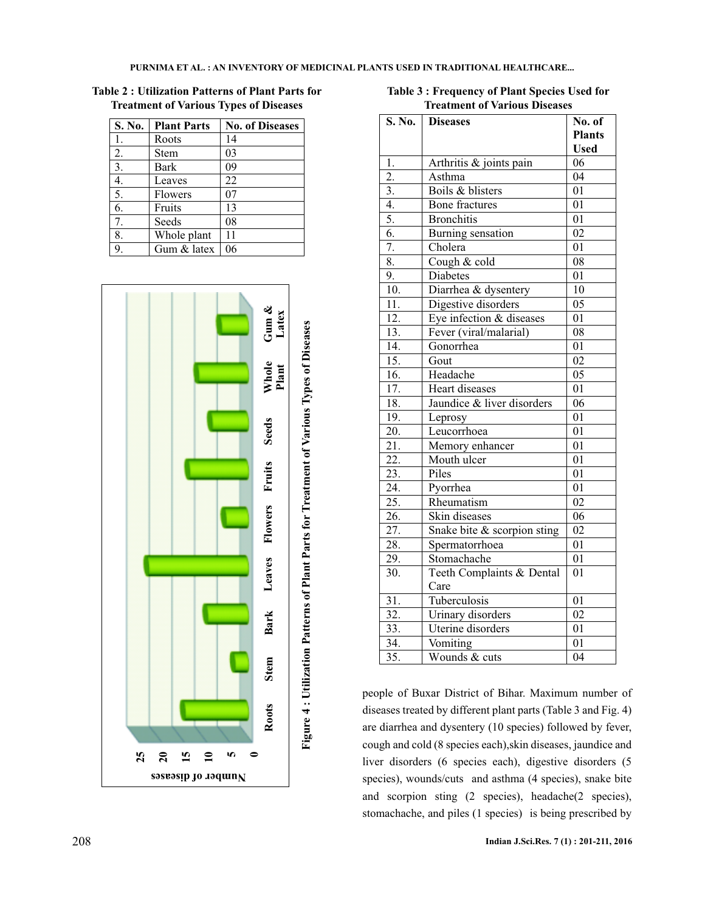**Table 2 : Utilization Patterns of Plant Parts for Treatment of Various Types of Diseases**

| S. No. | Plant Parts | No. of Diseases |
|---|---|---|
| 1. | Roots | 14 |
| 2. | Stem | 03 |
| 3. | Bark | 09 |
| 4. | Leaves | 22 |
| 5. | Flowers | 07 |
| 6. | Fruits | 13 |
| 7. | Seeds | 08 |
| 8. | Whole plant | 11 |
| 9. | Gum & latex | 06 |

Number of diseases

25
20
15
10
5
0

Roots
Stem
Bark
Leaves
Flowers
Fruits
Seeds
Whole Plant
Gum & Latex

**Figure 4 : Utilization Patterns of Plant Parts for Treatment of Various Types of Diseases**

**Table 3 : Frequency of Plant Species Used for Treatment of Various Diseases**

| S. No. | Diseases | No. of Plants Used |
|---|---|---|
| 1. | Arthritis & joints pain | 06 |
| 2. | Asthma | 04 |
| 3. | Boils & blisters | 01 |
| 4. | Bone fractures | 01 |
| 5. | Bronchitis | 01 |
| 6. | Burning sensation | 02 |
| 7. | Cholera | 01 |
| 8. | Cough & cold | 08 |
| 9. | Diabetes | 01 |
| 10. | Diarrhea & dysentery | 10 |
| 11. | Digestive disorders | 05 |
| 12. | Eye infection & diseases | 01 |
| 13. | Fever (viral/malarial) | 08 |
| 14. | Gonorrhea | 01 |
| 15. | Gout | 02 |
| 16. | Headache | 05 |
| 17. | Heart diseases | 01 |
| 18. | Jaundice & liver disorders | 06 |
| 19. | Leprosy | 01 |
| 20. | Leucorrhoea | 01 |
| 21. | Memory enhancer | 01 |
| 22. | Mouth ulcer | 01 |
| 23. | Piles | 01 |
| 24. | Pyorrhea | 01 |
| 25. | Rheumatism | 02 |
| 26. | Skin diseases | 06 |
| 27. | Snake bite & scorpion sting | 02 |
| 28. | Spermatorrhoea | 01 |
| 29. | Stomachache | 01 |
| 30. | Teeth Complaints & Dental Care | 01 |
| 31. | Tuberculosis | 01 |
| 32. | Urinary disorders | 02 |
| 33. | Uterine disorders | 01 |
| 34. | Vomiting | 01 |
| 35. | Wounds & cuts | 04 |

people of Buxar District of Bihar. Maximum number of diseases treated by different plant parts (Table 3 and Fig. 4) are diarrhea and dysentery (10 species) followed by fever, cough and cold (8 species each),skin diseases, jaundice and liver disorders (6 species each), digestive disorders (5 species), wounds/cuts and asthma (4 species), snake bite and scorpion sting (2 species), headache(2 species), stomachache, and piles (1 species) is being prescribed by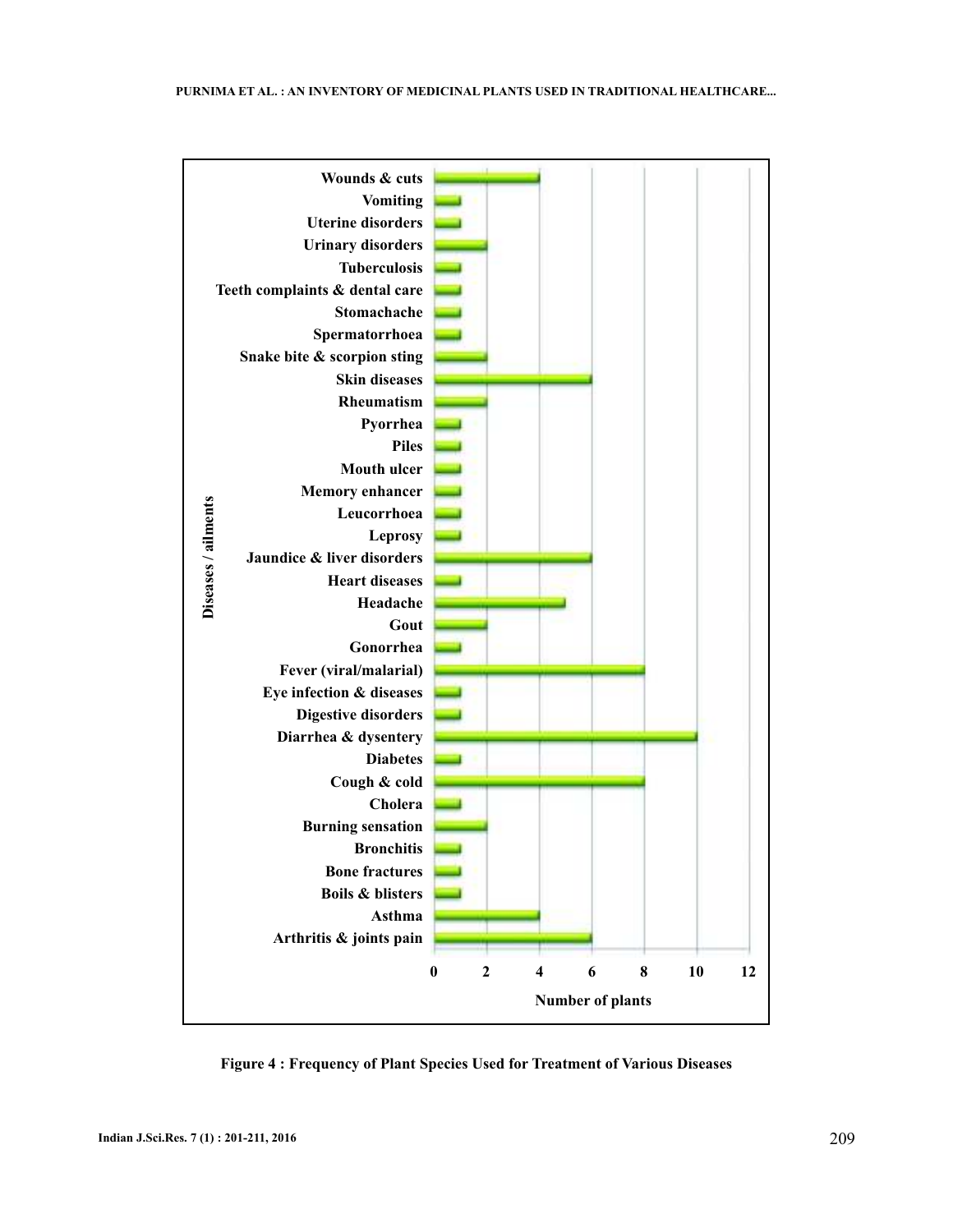Wounds & cuts
Vomiting
Uterine disorders
Urinary disorders
Tuberculosis
Teeth complaints & dental care
Stomachache
Spermatorrhoea
Snake bite & scorpion sting
Skin diseases
Rheumatism
Pyorrhea
Piles
Mouth ulcer
Memory enhancer
Leucorrhoea
Leprosy
Jaundice & liver disorders
Heart diseases
Headache
Gout
Gonorrhea
Fever (viral/malarial)
Eye infection & diseases
Digestive disorders
Diarrhea & dysentery
Diabetes
Cough & cold
Cholera
Burning sensation
Bronchitis
Bone fractures
Boils & blisters
Asthma
Arthritis & joints pain

Diseases / ailments

0 2 4 6 8 10 12

Number of plants

**Figure 4 : Frequency of Plant Species Used for Treatment of Various Diseases**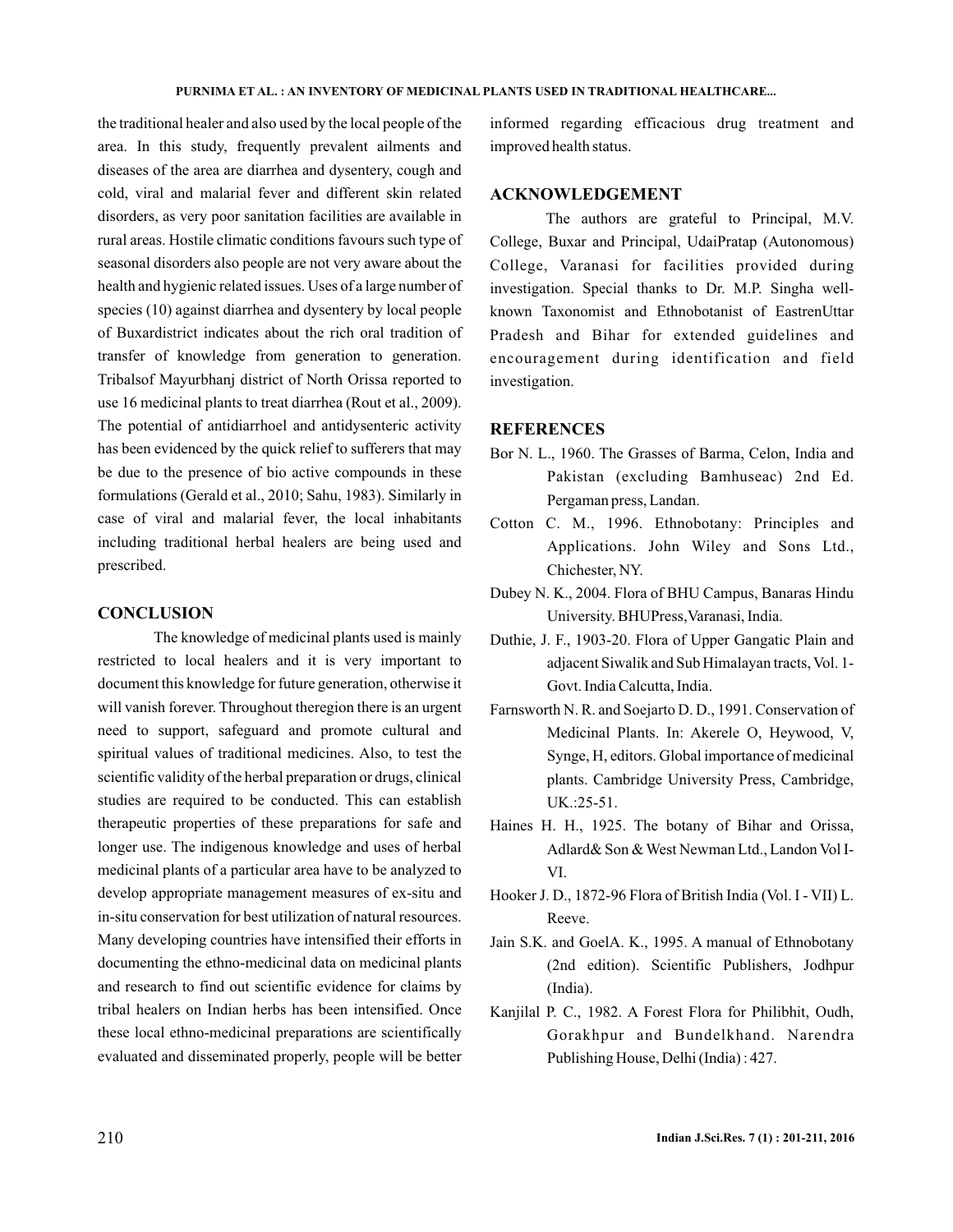the traditional healer and also used by the local people of the area. In this study, frequently prevalent ailments and diseases of the area are diarrhea and dysentery, cough and cold, viral and malarial fever and different skin related disorders, as very poor sanitation facilities are available in rural areas. Hostile climatic conditions favours such type of seasonal disorders also people are not very aware about the health and hygienic related issues. Uses of a large number of species (10) against diarrhea and dysentery by local people of Buxardistrict indicates about the rich oral tradition of transfer of knowledge from generation to generation. Tribalsof Mayurbhanj district of North Orissa reported to use 16 medicinal plants to treat diarrhea (Rout et al., 2009). The potential of antidiarrhoel and antidysenteric activity has been evidenced by the quick relief to sufferers that may be due to the presence of bio active compounds in these formulations (Gerald et al., 2010; Sahu, 1983). Similarly in case of viral and malarial fever, the local inhabitants including traditional herbal healers are being used and prescribed.

## CONCLUSION

The knowledge of medicinal plants used is mainly restricted to local healers and it is very important to document this knowledge for future generation, otherwise it will vanish forever. Throughout theregion there is an urgent need to support, safeguard and promote cultural and spiritual values of traditional medicines. Also, to test the scientific validity of the herbal preparation or drugs, clinical studies are required to be conducted. This can establish therapeutic properties of these preparations for safe and longer use. The indigenous knowledge and uses of herbal medicinal plants of a particular area have to be analyzed to develop appropriate management measures of ex-situ and in-situ conservation for best utilization of natural resources. Many developing countries have intensified their efforts in documenting the ethno-medicinal data on medicinal plants and research to find out scientific evidence for claims by tribal healers on Indian herbs has been intensified. Once these local ethno-medicinal preparations are scientifically evaluated and disseminated properly, people will be better informed regarding efficacious drug treatment and improved health status.

## ACKNOWLEDGEMENT

The authors are grateful to Principal, M.V. College, Buxar and Principal, UdaiPratap (Autonomous) College, Varanasi for facilities provided during investigation. Special thanks to Dr. M.P. Singha well-known Taxonomist and Ethnobotanist of EastrenUttar Pradesh and Bihar for extended guidelines and encouragement during identification and field investigation.

## REFERENCES

Bor N. L., 1960. The Grasses of Barma, Celon, India and Pakistan (excluding Bamhuseac) 2nd Ed. Pergaman press, Landan.

Cotton C. M., 1996. Ethnobotany: Principles and Applications. John Wiley and Sons Ltd., Chichester, NY.

Dubey N. K., 2004. Flora of BHU Campus, Banaras Hindu University. BHUPress,Varanasi, India.

Duthie, J. F., 1903-20. Flora of Upper Gangatic Plain and adjacent Siwalik and Sub Himalayan tracts, Vol. 1- Govt. India Calcutta, India.

Farnsworth N. R. and Soejarto D. D., 1991. Conservation of Medicinal Plants. In: Akerele O, Heywood, V, Synge, H, editors. Global importance of medicinal plants. Cambridge University Press, Cambridge, UK.:25-51.

Haines H. H., 1925. The botany of Bihar and Orissa, Adlard& Son & West Newman Ltd., Landon Vol I-VI.

Hooker J. D., 1872-96 Flora of British India (Vol. I - VII) L. Reeve.

Jain S.K. and GoelA. K., 1995. A manual of Ethnobotany (2nd edition). Scientific Publishers, Jodhpur (India).

Kanjilal P. C., 1982. A Forest Flora for Philibhit, Oudh, Gorakhpur and Bundelkhand. Narendra Publishing House, Delhi (India) : 427.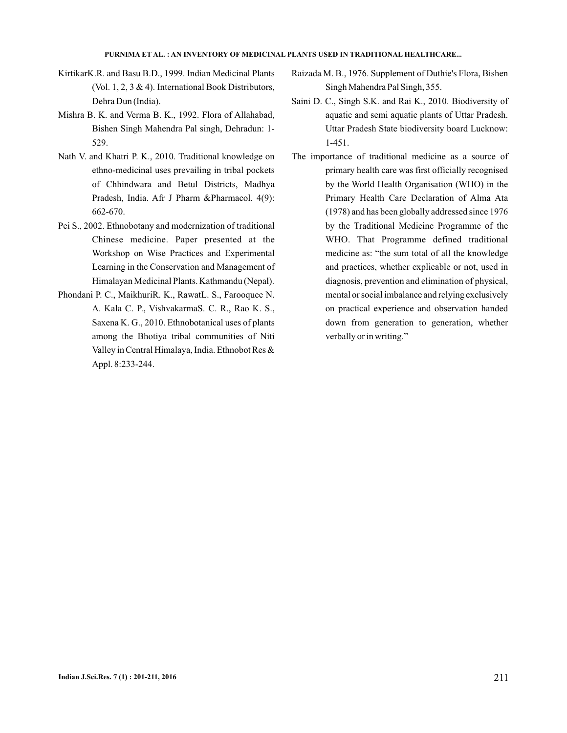KirtikarK.R. and Basu B.D., 1999. Indian Medicinal Plants (Vol. 1, 2, 3 & 4). International Book Distributors, Dehra Dun (India).

Mishra B. K. and Verma B. K., 1992. Flora of Allahabad, Bishen Singh Mahendra Pal singh, Dehradun: 1-529.

Nath V. and Khatri P. K., 2010. Traditional knowledge on ethno-medicinal uses prevailing in tribal pockets of Chhindwara and Betul Districts, Madhya Pradesh, India. Afr J Pharm &Pharmacol. 4(9): 662-670.

Pei S., 2002. Ethnobotany and modernization of traditional Chinese medicine. Paper presented at the Workshop on Wise Practices and Experimental Learning in the Conservation and Management of Himalayan Medicinal Plants. Kathmandu (Nepal).

Phondani P. C., MaikhuriR. K., RawatL. S., Farooquee N. A. Kala C. P., VishvakarmaS. C. R., Rao K. S., Saxena K. G., 2010. Ethnobotanical uses of plants among the Bhotiya tribal communities of Niti Valley in Central Himalaya, India. Ethnobot Res & Appl. 8:233-244.

Raizada M. B., 1976. Supplement of Duthie's Flora, Bishen Singh Mahendra Pal Singh, 355.

Saini D. C., Singh S.K. and Rai K., 2010. Biodiversity of aquatic and semi aquatic plants of Uttar Pradesh. Uttar Pradesh State biodiversity board Lucknow: 1-451.

The importance of traditional medicine as a source of primary health care was first officially recognised by the World Health Organisation (WHO) in the Primary Health Care Declaration of Alma Ata (1978) and has been globally addressed since 1976 by the Traditional Medicine Programme of the WHO. That Programme defined traditional medicine as: "the sum total of all the knowledge and practices, whether explicable or not, used in diagnosis, prevention and elimination of physical, mental or social imbalance and relying exclusively on practical experience and observation handed down from generation to generation, whether verbally or in writing."